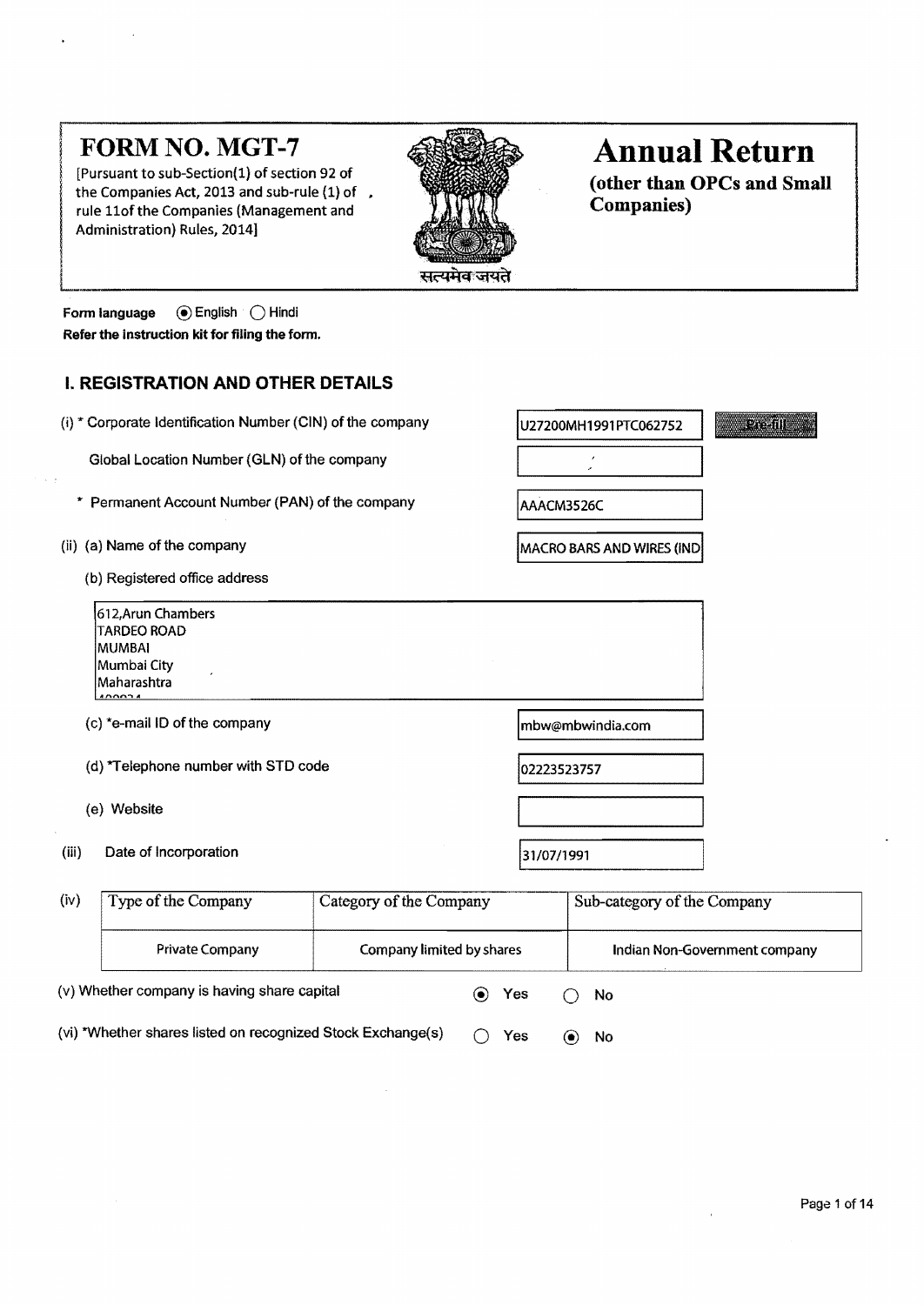# FORM NO. MGT-7

[Pursuant to sub-Section(1) of section 92 of the Companies Act, 2013 and sub-rule (1) of rule 11of the Companies (Management and Administration) Rules, 2014]

सत्यमेव जयते

# Annual Return

**(other than OPCs and Small Companies)**

**Form language** (●) English ( ) Hindi

**Refer the instruction kit for filing the form.**

## I. REGISTRATION AND OTHER DETAILS

(i) * Corporate Identification Number (CIN) of the company: U27200MH1991PTC062752 [Pre-fill]

Global Location Number (GLN) of the company:

\* Permanent Account Number (PAN) of the company: AAACM3526C

(ii) (a) Name of the company: MACRO BARS AND WIRES (IND

(b) Registered office address

612,Arun Chambers
TARDEO ROAD
MUMBAI
Mumbai City
Maharashtra
400034

(c) *e-mail ID of the company: mbw@mbwindia.com

(d) *Telephone number with STD code: 02223523757

(e) Website:

(iii) Date of Incorporation: 31/07/1991

(iv)

| Type of the Company | Category of the Company | Sub-category of the Company |
|---|---|---|
| Private Company | Company limited by shares | Indian Non-Government company |

(v) Whether company is having share capital (●) Yes ( ) No

(vi) *Whether shares listed on recognized Stock Exchange(s) ( ) Yes (●) No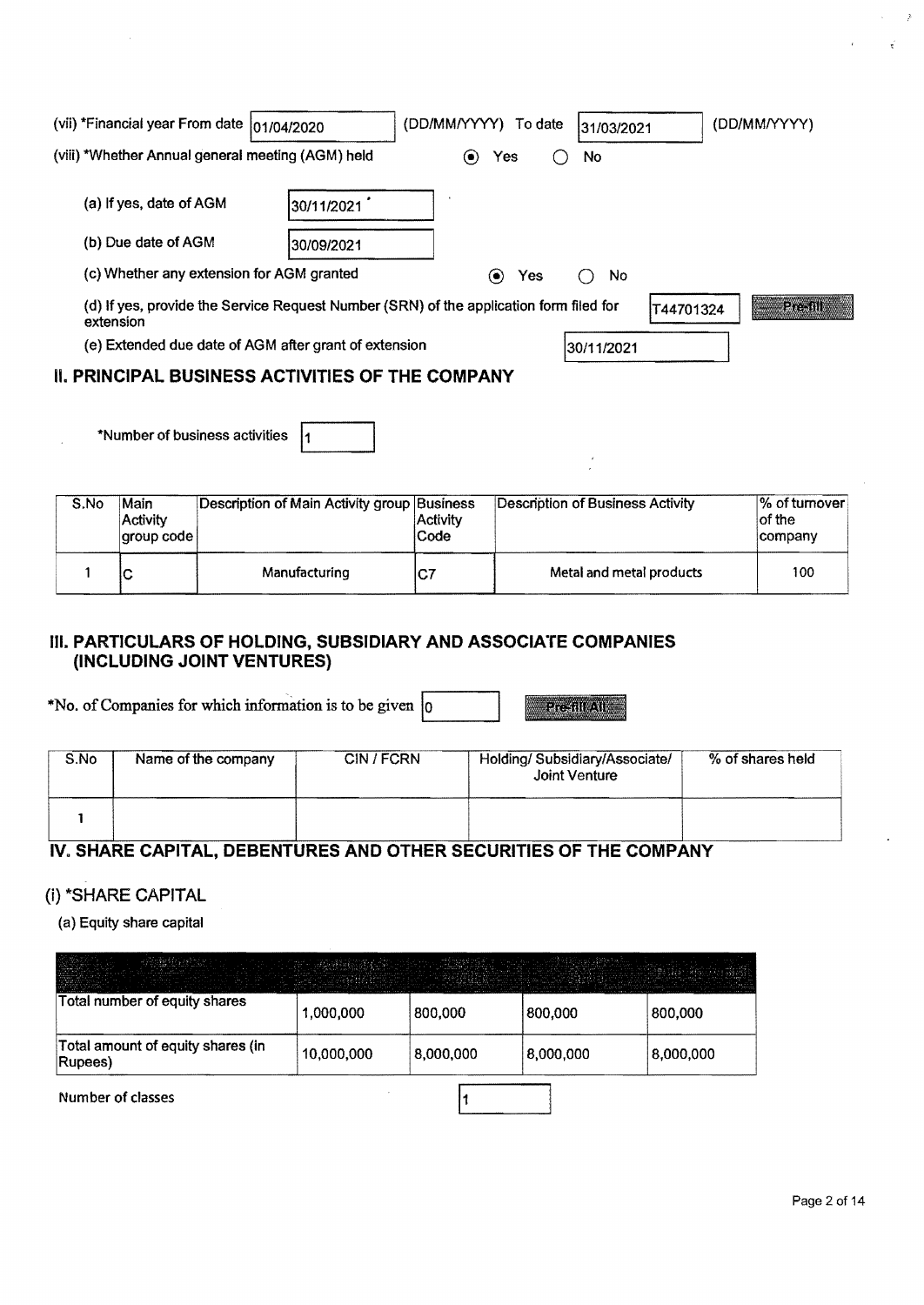(vii) *Financial year From date 01/04/2020 (DD/MM/YYYY) To date 31/03/2021 (DD/MM/YYYY)

(viii) *Whether Annual general meeting (AGM) held ◉ Yes ○ No

(a) If yes, date of AGM 30/11/2021

(b) Due date of AGM 30/09/2021

(c) Whether any extension for AGM granted ◉ Yes ○ No

(d) If yes, provide the Service Request Number (SRN) of the application form filed for extension T44701324 Pre-fill

(e) Extended due date of AGM after grant of extension 30/11/2021

## II. PRINCIPAL BUSINESS ACTIVITIES OF THE COMPANY

*Number of business activities 1

| S.No | Main Activity group code | Description of Main Activity group | Business Activity Code | Description of Business Activity | % of turnover of the company |
|---|---|---|---|---|---|
| 1 | C | Manufacturing | C7 | Metal and metal products | 100 |

## III. PARTICULARS OF HOLDING, SUBSIDIARY AND ASSOCIATE COMPANIES (INCLUDING JOINT VENTURES)

*No. of Companies for which information is to be given 0 Pre-fill All

| S.No | Name of the company | CIN / FCRN | Holding/ Subsidiary/Associate/ Joint Venture | % of shares held |
|---|---|---|---|---|
| 1 | | | | |

## IV. SHARE CAPITAL, DEBENTURES AND OTHER SECURITIES OF THE COMPANY

### (i) *SHARE CAPITAL

(a) Equity share capital

| Particulars | Authorised capital | Issued capital | Subscribed capital | Paid up capital |
|---|---|---|---|---|
| Total number of equity shares | 1,000,000 | 800,000 | 800,000 | 800,000 |
| Total amount of equity shares (in Rupees) | 10,000,000 | 8,000,000 | 8,000,000 | 8,000,000 |

Number of classes 1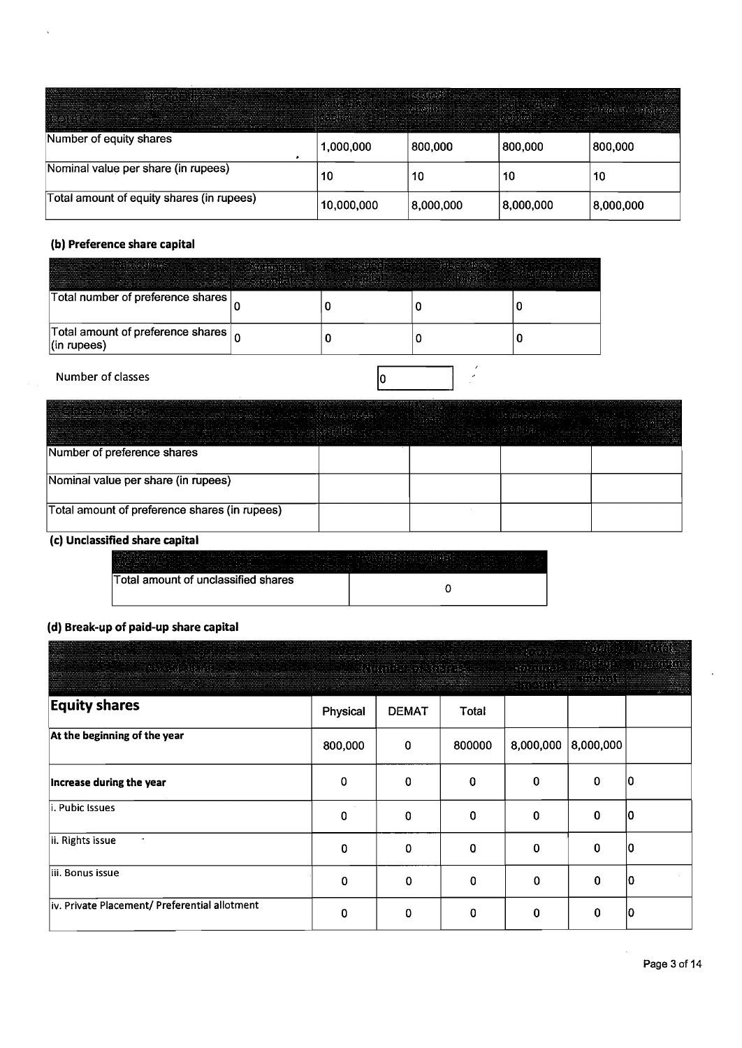| Particulars | Authorised capital | Issued capital | Subscribed capital | Paid up capital |
|---|---|---|---|---|
| Number of equity shares | 1,000,000 | 800,000 | 800,000 | 800,000 |
| Nominal value per share (in rupees) | 10 | 10 | 10 | 10 |
| Total amount of equity shares (in rupees) | 10,000,000 | 8,000,000 | 8,000,000 | 8,000,000 |

**(b) Preference share capital**

| Particulars | Authorised capital | Issued capital | Subscribed capital | Paid-up capital |
|---|---|---|---|---|
| Total number of preference shares | 0 | 0 | 0 | 0 |
| Total amount of preference shares (in rupees) | 0 | 0 | 0 | 0 |

Number of classes: 0

| Class of shares | Authorised capital | Issued capital | Subscribed capital | Paid up capital |
|---|---|---|---|---|
| Number of preference shares | | | | |
| Nominal value per share (in rupees) | | | | |
| Total amount of preference shares (in rupees) | | | | |

**(c) Unclassified share capital**

| Particulars | Authorised Capital |
|---|---|
| Total amount of unclassified shares | 0 |

**(d) Break-up of paid-up share capital**

| Class of shares | Number of shares | | | Total nominal amount | Total Paid-up amount | Total premium |
|---|---|---|---|---|---|---|
| **Equity shares** | Physical | DEMAT | Total | | | |
| **At the beginning of the year** | 800,000 | 0 | 800000 | 8,000,000 | 8,000,000 | |
| **Increase during the year** | 0 | 0 | 0 | 0 | 0 | 0 |
| i. Pubic Issues | 0 | 0 | 0 | 0 | 0 | 0 |
| ii. Rights issue | 0 | 0 | 0 | 0 | 0 | 0 |
| iii. Bonus issue | 0 | 0 | 0 | 0 | 0 | 0 |
| iv. Private Placement/ Preferential allotment | 0 | 0 | 0 | 0 | 0 | 0 |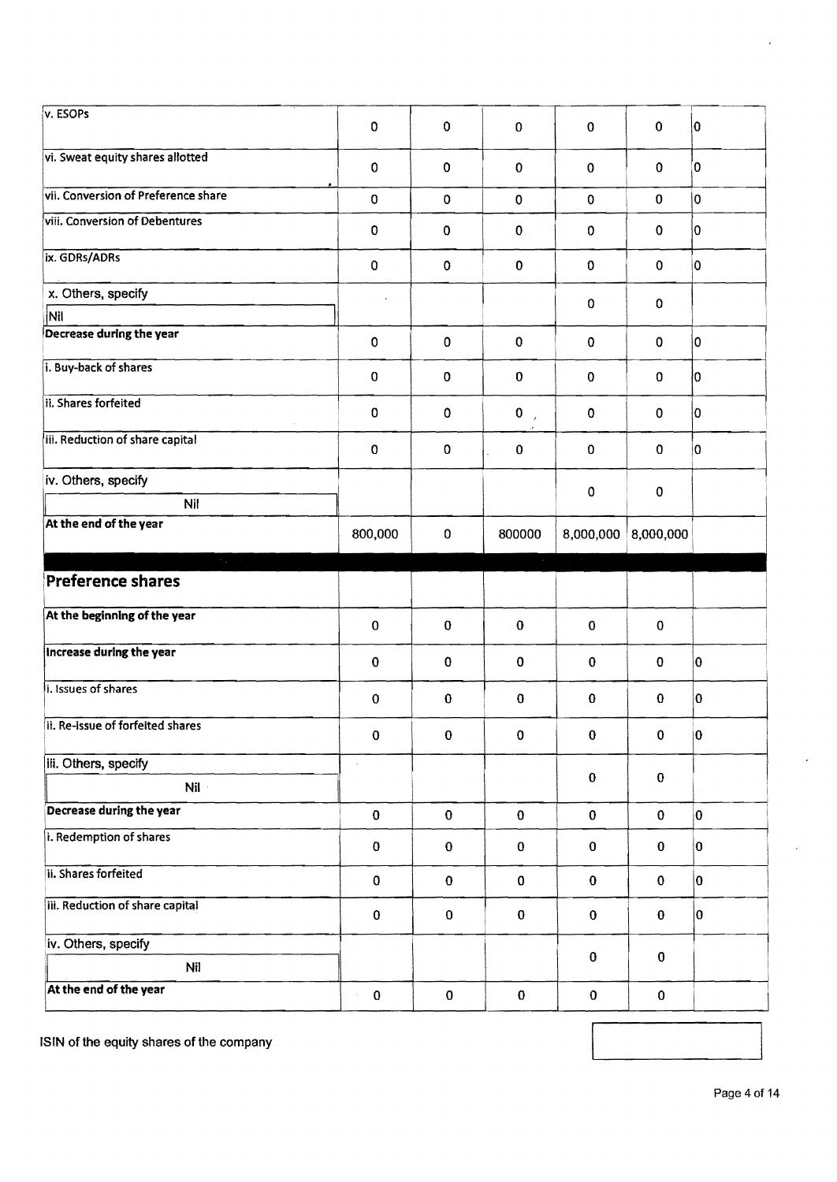| | | | | | | |
|---|---|---|---|---|---|---|
| v. ESOPs | 0 | 0 | 0 | 0 | 0 | 0 |
| vi. Sweat equity shares allotted | 0 | 0 | 0 | 0 | 0 | 0 |
| vii. Conversion of Preference share | 0 | 0 | 0 | 0 | 0 | 0 |
| viii. Conversion of Debentures | 0 | 0 | 0 | 0 | 0 | 0 |
| ix. GDRs/ADRs | 0 | 0 | 0 | 0 | 0 | 0 |
| x. Others, specify Nil | | | | 0 | 0 | |
| **Decrease during the year** | 0 | 0 | 0 | 0 | 0 | 0 |
| i. Buy-back of shares | 0 | 0 | 0 | 0 | 0 | 0 |
| ii. Shares forfeited | 0 | 0 | 0 | 0 | 0 | 0 |
| iii. Reduction of share capital | 0 | 0 | 0 | 0 | 0 | 0 |
| iv. Others, specify Nil | | | | 0 | 0 | |
| **At the end of the year** | 800,000 | 0 | 800000 | 8,000,000 | 8,000,000 | |

| | | | | | | |
|---|---|---|---|---|---|---|
| **Preference shares** | | | | | | |
| **At the beginning of the year** | 0 | 0 | 0 | 0 | 0 | |
| **Increase during the year** | 0 | 0 | 0 | 0 | 0 | 0 |
| i. Issues of shares | 0 | 0 | 0 | 0 | 0 | 0 |
| ii. Re-issue of forfeited shares | 0 | 0 | 0 | 0 | 0 | 0 |
| iii. Others, specify Nil | | | | 0 | 0 | |
| **Decrease during the year** | 0 | 0 | 0 | 0 | 0 | 0 |
| i. Redemption of shares | 0 | 0 | 0 | 0 | 0 | 0 |
| ii. Shares forfeited | 0 | 0 | 0 | 0 | 0 | 0 |
| iii. Reduction of share capital | 0 | 0 | 0 | 0 | 0 | 0 |
| iv. Others, specify Nil | | | | 0 | 0 | |
| **At the end of the year** | 0 | 0 | 0 | 0 | 0 | |

ISIN of the equity shares of the company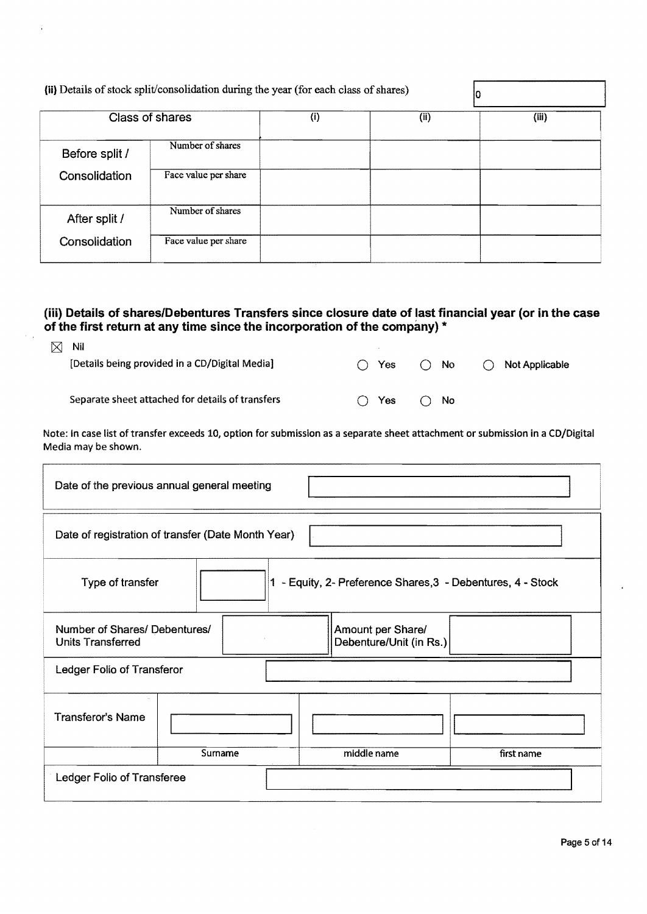**(ii)** Details of stock split/consolidation during the year (for each class of shares) | 0

| Class of shares | | (i) | (ii) | (iii) |
|---|---|---|---|---|
| Before split / Consolidation | Number of shares | | | |
| | Face value per share | | | |
| After split / Consolidation | Number of shares | | | |
| | Face value per share | | | |

### (iii) Details of shares/Debentures Transfers since closure date of last financial year (or in the case of the first return at any time since the incorporation of the company) *

☒ Nil

[Details being provided in a CD/Digital Media] ○ Yes ○ No ○ Not Applicable

Separate sheet attached for details of transfers ○ Yes ○ No

Note: In case list of transfer exceeds 10, option for submission as a separate sheet attachment or submission in a CD/Digital Media may be shown.

| Date of the previous annual general meeting | | | |
|---|---|---|---|
| Date of registration of transfer (Date Month Year) | | | |
| Type of transfer | | 1 - Equity, 2- Preference Shares,3 - Debentures, 4 - Stock | |
| Number of Shares/ Debentures/ Units Transferred | | Amount per Share/ Debenture/Unit (in Rs.) | |
| Ledger Folio of Transferor | | | |
| Transferor's Name | | | |
| | Surname | middle name | first name |
| Ledger Folio of Transferee | | | |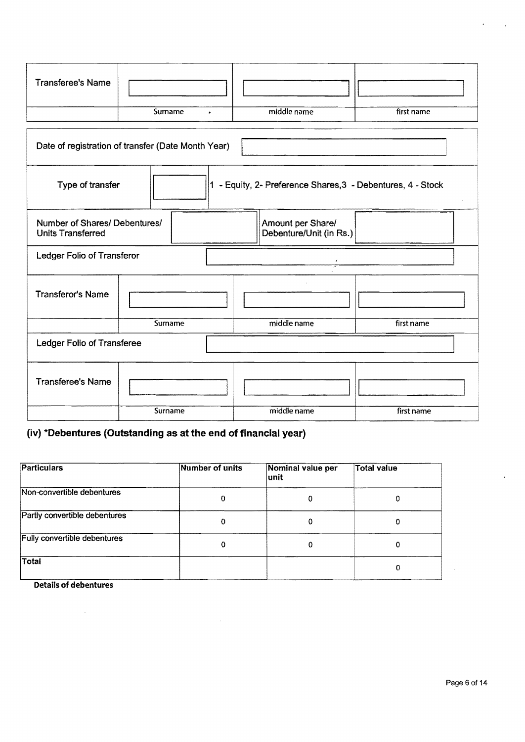| Transferee's Name | | | |
|---|---|---|---|
| | Surname | middle name | first name |

| Date of registration of transfer (Date Month Year) | |
|---|---|

| Type of transfer | | 1 - Equity, 2- Preference Shares,3 - Debentures, 4 - Stock |
|---|---|---|

| Number of Shares/ Debentures/ Units Transferred | | Amount per Share/ Debenture/Unit (in Rs.) | |
|---|---|---|---|

| Ledger Folio of Transferor | |
|---|---|

| Transferor's Name | | | |
|---|---|---|---|
| | Surname | middle name | first name |

| Ledger Folio of Transferee | |
|---|---|

| Transferee's Name | | | |
|---|---|---|---|
| | Surname | middle name | first name |

## (iv) *Debentures (Outstanding as at the end of financial year)

| Particulars | Number of units | Nominal value per unit | Total value |
|---|---|---|---|
| Non-convertible debentures | 0 | 0 | 0 |
| Partly convertible debentures | 0 | 0 | 0 |
| Fully convertible debentures | 0 | 0 | 0 |
| Total | | | 0 |

**Details of debentures**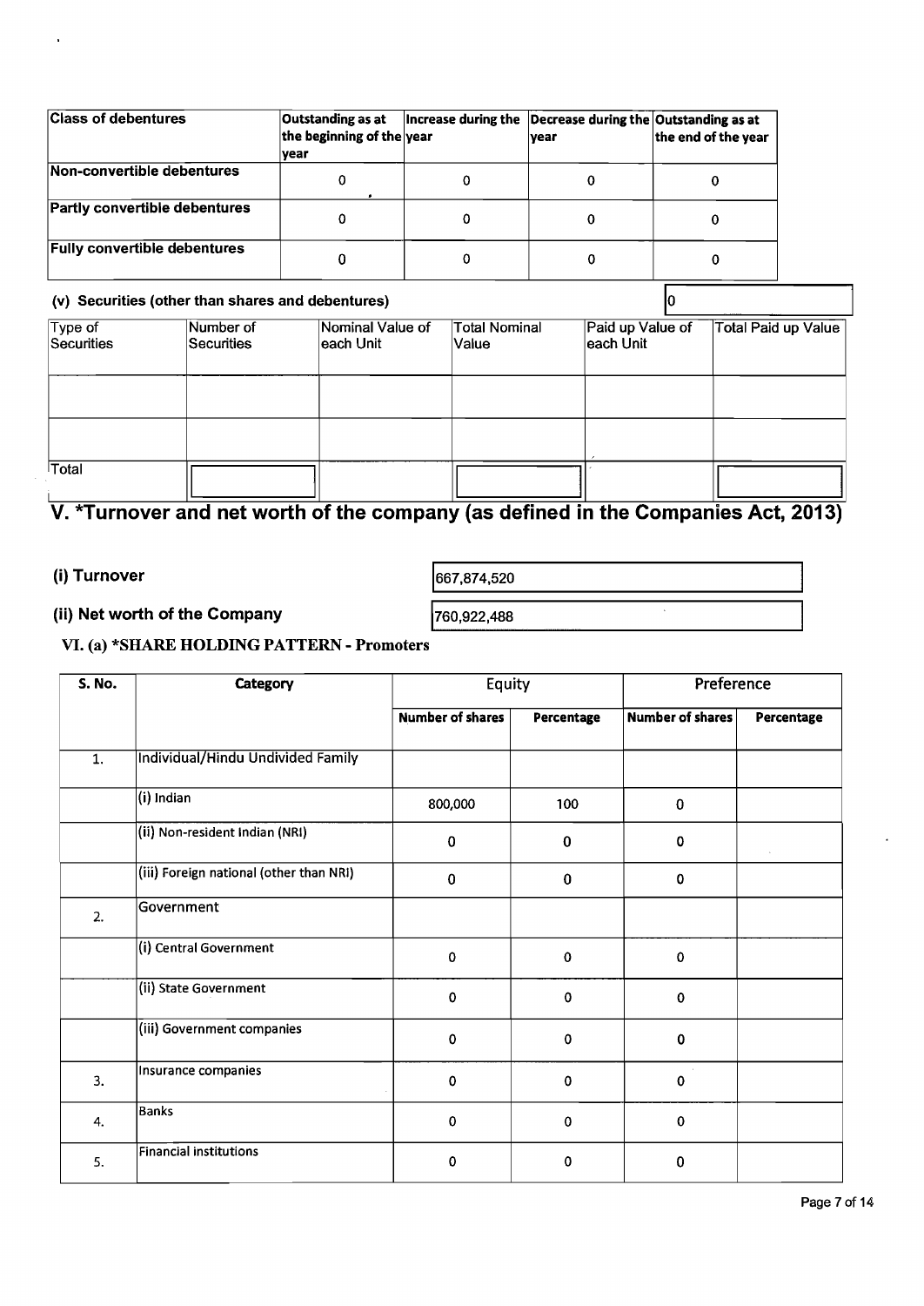| Class of debentures | Outstanding as at the beginning of the year | Increase during the year | Decrease during the year | Outstanding as at the end of the year |
|---|---|---|---|---|
| Non-convertible debentures | 0 | 0 | 0 | 0 |
| Partly convertible debentures | 0 | 0 | 0 | 0 |
| Fully convertible debentures | 0 | 0 | 0 | 0 |

### (v) Securities (other than shares and debentures)

0

| Type of Securities | Number of Securities | Nominal Value of each Unit | Total Nominal Value | Paid up Value of each Unit | Total Paid up Value |
|---|---|---|---|---|---|
| | | | | | |
| | | | | | |
| Total | | | | | |

## V. *Turnover and net worth of the company (as defined in the Companies Act, 2013)

**(i) Turnover** 667,874,520

**(ii) Net worth of the Company** 760,922,488

### VI. (a) *SHARE HOLDING PATTERN - Promoters

| S. No. | Category | Equity | | Preference | |
|---|---|---|---|---|---|
| | | Number of shares | Percentage | Number of shares | Percentage |
| 1. | Individual/Hindu Undivided Family | | | | |
| | (i) Indian | 800,000 | 100 | 0 | |
| | (ii) Non-resident Indian (NRI) | 0 | 0 | 0 | |
| | (iii) Foreign national (other than NRI) | 0 | 0 | 0 | |
| 2. | Government | | | | |
| | (i) Central Government | 0 | 0 | 0 | |
| | (ii) State Government | 0 | 0 | 0 | |
| | (iii) Government companies | 0 | 0 | 0 | |
| 3. | Insurance companies | 0 | 0 | 0 | |
| 4. | Banks | 0 | 0 | 0 | |
| 5. | Financial institutions | 0 | 0 | 0 | |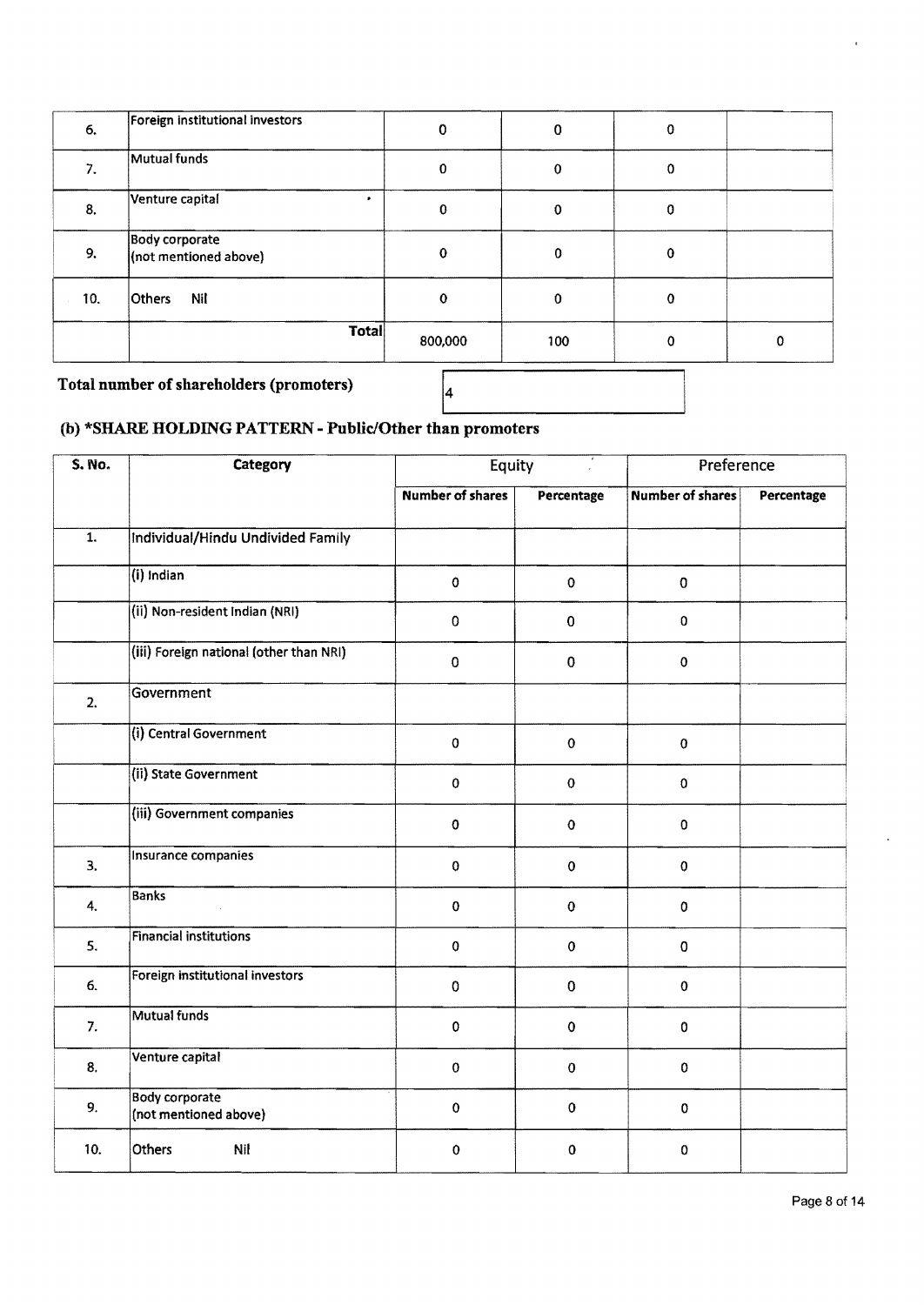| | | | | | |
|---|---|---|---|---|---|
| 6. | Foreign institutional investors | 0 | 0 | 0 | |
| 7. | Mutual funds | 0 | 0 | 0 | |
| 8. | Venture capital | 0 | 0 | 0 | |
| 9. | Body corporate (not mentioned above) | 0 | 0 | 0 | |
| 10. | Others Nil | 0 | 0 | 0 | |
| | Total | 800,000 | 100 | 0 | 0 |

**Total number of shareholders (promoters)** 4

### (b) *SHARE HOLDING PATTERN - Public/Other than promoters

| S. No. | Category | Equity | | Preference | |
|---|---|---|---|---|---|
| | | Number of shares | Percentage | Number of shares | Percentage |
| 1. | Individual/Hindu Undivided Family | | | | |
| | (i) Indian | 0 | 0 | 0 | |
| | (ii) Non-resident Indian (NRI) | 0 | 0 | 0 | |
| | (iii) Foreign national (other than NRI) | 0 | 0 | 0 | |
| 2. | Government | | | | |
| | (i) Central Government | 0 | 0 | 0 | |
| | (ii) State Government | 0 | 0 | 0 | |
| | (iii) Government companies | 0 | 0 | 0 | |
| 3. | Insurance companies | 0 | 0 | 0 | |
| 4. | Banks | 0 | 0 | 0 | |
| 5. | Financial institutions | 0 | 0 | 0 | |
| 6. | Foreign institutional investors | 0 | 0 | 0 | |
| 7. | Mutual funds | 0 | 0 | 0 | |
| 8. | Venture capital | 0 | 0 | 0 | |
| 9. | Body corporate (not mentioned above) | 0 | 0 | 0 | |
| 10. | Others Nil | 0 | 0 | 0 | |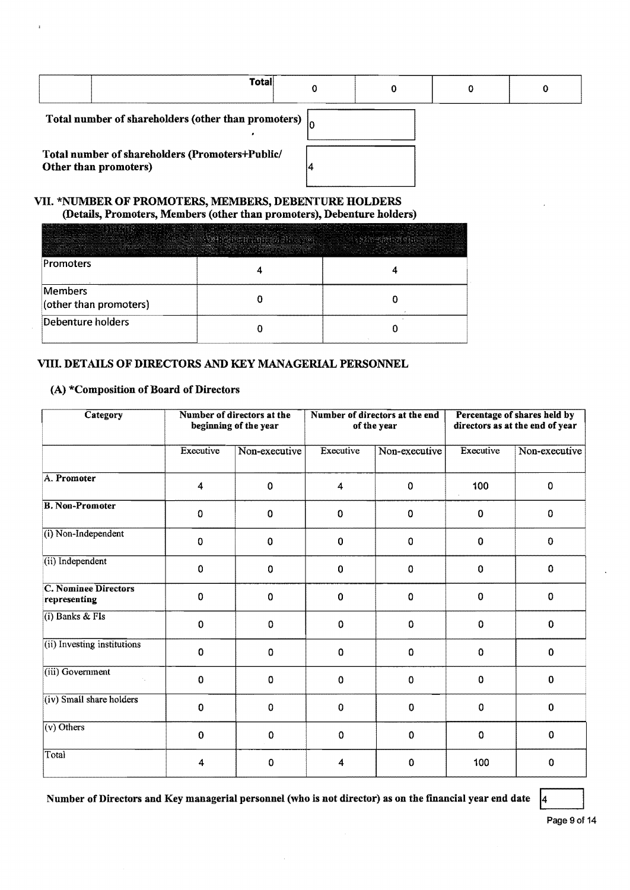| | Total | 0 | 0 | 0 | 0 |
|---|---|---|---|---|---|

**Total number of shareholders (other than promoters)** 0

**Total number of shareholders (Promoters+Public/ Other than promoters)** 4

## VII. *NUMBER OF PROMOTERS, MEMBERS, DEBENTURE HOLDERS

**(Details, Promoters, Members (other than promoters), Debenture holders)**

| Details | At the beginning of the year | At the end of the year |
|---|---|---|
| Promoters | 4 | 4 |
| Members (other than promoters) | 0 | 0 |
| Debenture holders | 0 | 0 |

## VIII. DETAILS OF DIRECTORS AND KEY MANAGERIAL PERSONNEL

### (A) *Composition of Board of Directors

| Category | Number of directors at the beginning of the year | | Number of directors at the end of the year | | Percentage of shares held by directors as at the end of year | |
|---|---|---|---|---|---|---|
| | Executive | Non-executive | Executive | Non-executive | Executive | Non-executive |
| **A. Promoter** | 4 | 0 | 4 | 0 | 100 | 0 |
| **B. Non-Promoter** | 0 | 0 | 0 | 0 | 0 | 0 |
| (i) Non-Independent | 0 | 0 | 0 | 0 | 0 | 0 |
| (ii) Independent | 0 | 0 | 0 | 0 | 0 | 0 |
| **C. Nominee Directors representing** | 0 | 0 | 0 | 0 | 0 | 0 |
| (i) Banks & FIs | 0 | 0 | 0 | 0 | 0 | 0 |
| (ii) Investing institutions | 0 | 0 | 0 | 0 | 0 | 0 |
| (iii) Government | 0 | 0 | 0 | 0 | 0 | 0 |
| (iv) Small share holders | 0 | 0 | 0 | 0 | 0 | 0 |
| (v) Others | 0 | 0 | 0 | 0 | 0 | 0 |
| Total | 4 | 0 | 4 | 0 | 100 | 0 |

**Number of Directors and Key managerial personnel (who is not director) as on the financial year end date** 4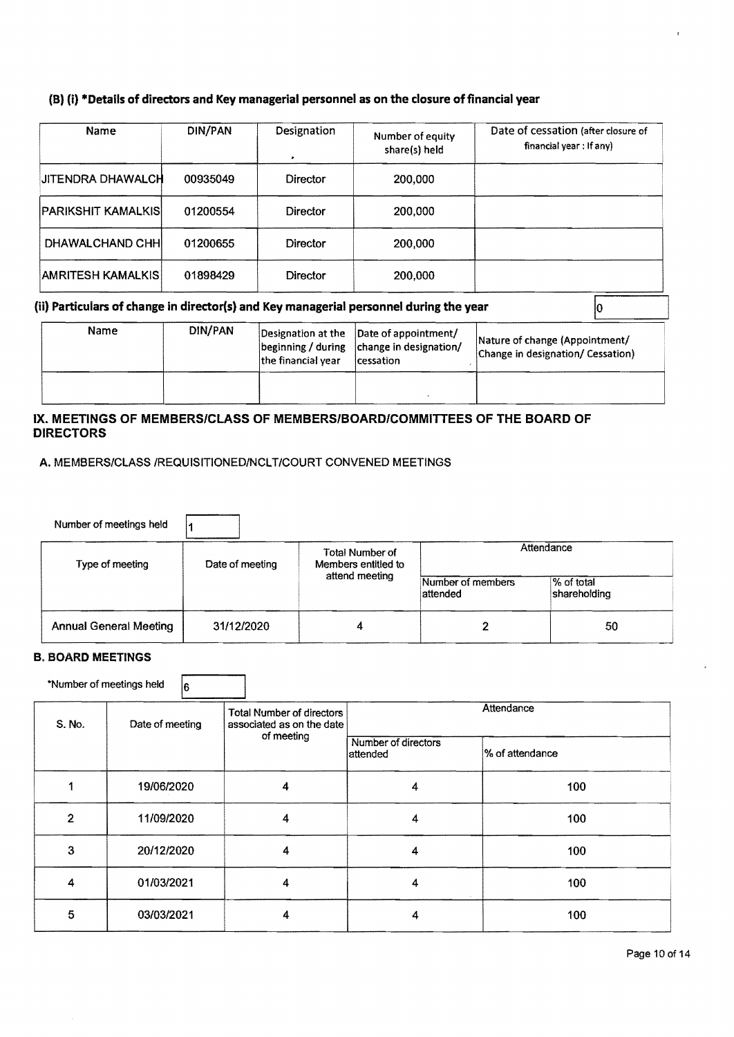### (B) (i) *Details of directors and Key managerial personnel as on the closure of financial year

| Name | DIN/PAN | Designation | Number of equity share(s) held | Date of cessation (after closure of financial year : If any) |
|---|---|---|---|---|
| JITENDRA DHAWALCH | 00935049 | Director | 200,000 | |
| PARIKSHIT KAMALKIS | 01200554 | Director | 200,000 | |
| DHAWALCHAND CHH | 01200655 | Director | 200,000 | |
| AMRITESH KAMALKIS | 01898429 | Director | 200,000 | |

### (ii) Particulars of change in director(s) and Key managerial personnel during the year

0

| Name | DIN/PAN | Designation at the beginning / during the financial year | Date of appointment/ change in designation/ cessation | Nature of change (Appointment/ Change in designation/ Cessation) |
|---|---|---|---|---|
| | | | | |

## IX. MEETINGS OF MEMBERS/CLASS OF MEMBERS/BOARD/COMMITTEES OF THE BOARD OF DIRECTORS

### A. MEMBERS/CLASS /REQUISITIONED/NCLT/COURT CONVENED MEETINGS

Number of meetings held: 1

| Type of meeting | Date of meeting | Total Number of Members entitled to attend meeting | Attendance | |
|---|---|---|---|---|
| | | | Number of members attended | % of total shareholding |
| Annual General Meeting | 31/12/2020 | 4 | 2 | 50 |

### B. BOARD MEETINGS

*Number of meetings held: 6

| S. No. | Date of meeting | Total Number of directors associated as on the date of meeting | Attendance | |
|---|---|---|---|---|
| | | | Number of directors attended | % of attendance |
| 1 | 19/06/2020 | 4 | 4 | 100 |
| 2 | 11/09/2020 | 4 | 4 | 100 |
| 3 | 20/12/2020 | 4 | 4 | 100 |
| 4 | 01/03/2021 | 4 | 4 | 100 |
| 5 | 03/03/2021 | 4 | 4 | 100 |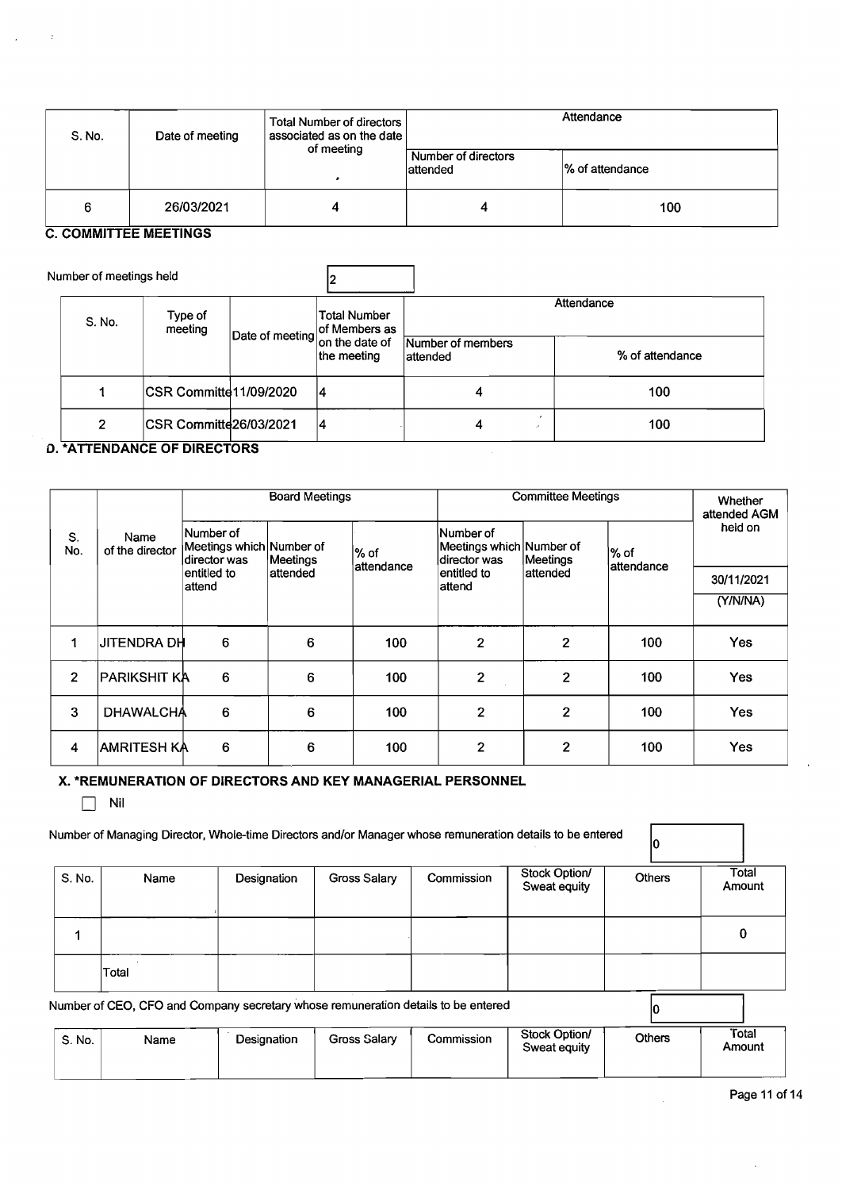| S. No. | Date of meeting | Total Number of directors associated as on the date of meeting | Attendance | |
|---|---|---|---|---|
| | | | Number of directors attended | % of attendance |
| 6 | 26/03/2021 | 4 | 4 | 100 |

**C. COMMITTEE MEETINGS**

Number of meetings held: 2

| S. No. | Type of meeting | Date of meeting | Total Number of Members as on the date of the meeting | Attendance | |
|---|---|---|---|---|---|
| | | | | Number of members attended | % of attendance |
| 1 | CSR Committe | 11/09/2020 | 4 | 4 | 100 |
| 2 | CSR Committe | 26/03/2021 | 4 | 4 | 100 |

**D. *ATTENDANCE OF DIRECTORS**

| S. No. | Name of the director | Board Meetings | | | Committee Meetings | | | Whether attended AGM held on 30/11/2021 (Y/N/NA) |
|---|---|---|---|---|---|---|---|---|
| | | Number of Meetings which director was entitled to attend | Number of Meetings attended | % of attendance | Number of Meetings which director was entitled to attend | Number of Meetings attended | % of attendance | |
| 1 | JITENDRA DH | 6 | 6 | 100 | 2 | 2 | 100 | Yes |
| 2 | PARIKSHIT KA | 6 | 6 | 100 | 2 | 2 | 100 | Yes |
| 3 | DHAWALCHA | 6 | 6 | 100 | 2 | 2 | 100 | Yes |
| 4 | AMRITESH KA | 6 | 6 | 100 | 2 | 2 | 100 | Yes |

**X. *REMUNERATION OF DIRECTORS AND KEY MANAGERIAL PERSONNEL**

☐ Nil

Number of Managing Director, Whole-time Directors and/or Manager whose remuneration details to be entered: 0

| S. No. | Name | Designation | Gross Salary | Commission | Stock Option/ Sweat equity | Others | Total Amount |
|---|---|---|---|---|---|---|---|
| 1 | | | | | | | 0 |
| | Total | | | | | | |

Number of CEO, CFO and Company secretary whose remuneration details to be entered: 0

| S. No. | Name | Designation | Gross Salary | Commission | Stock Option/ Sweat equity | Others | Total Amount |
|---|---|---|---|---|---|---|---|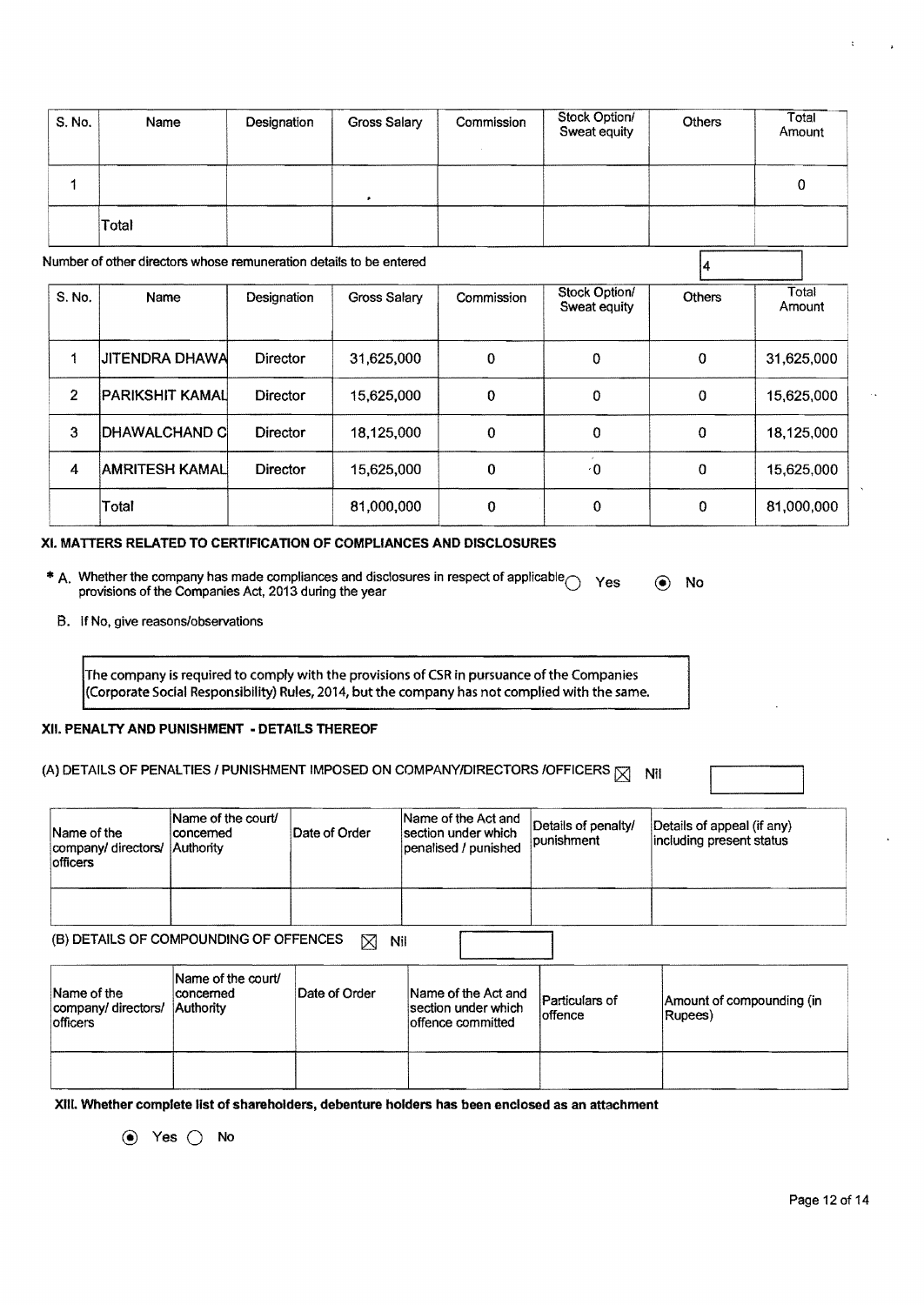| S. No. | Name | Designation | Gross Salary | Commission | Stock Option/ Sweat equity | Others | Total Amount |
|---|---|---|---|---|---|---|---|
| 1 | | | | | | | 0 |
| | Total | | | | | | |

Number of other directors whose remuneration details to be entered 4

| S. No. | Name | Designation | Gross Salary | Commission | Stock Option/ Sweat equity | Others | Total Amount |
|---|---|---|---|---|---|---|---|
| 1 | JITENDRA DHAWA | Director | 31,625,000 | 0 | 0 | 0 | 31,625,000 |
| 2 | PARIKSHIT KAMAL | Director | 15,625,000 | 0 | 0 | 0 | 15,625,000 |
| 3 | DHAWALCHAND C | Director | 18,125,000 | 0 | 0 | 0 | 18,125,000 |
| 4 | AMRITESH KAMAL | Director | 15,625,000 | 0 | 0 | 0 | 15,625,000 |
| | Total | | 81,000,000 | 0 | 0 | 0 | 81,000,000 |

### XI. MATTERS RELATED TO CERTIFICATION OF COMPLIANCES AND DISCLOSURES

* A. Whether the company has made compliances and disclosures in respect of applicable provisions of the Companies Act, 2013 during the year ○ Yes ◉ No

B. If No, give reasons/observations

The company is required to comply with the provisions of CSR in pursuance of the Companies (Corporate Social Responsibility) Rules, 2014, but the company has not complied with the same.

### XII. PENALTY AND PUNISHMENT - DETAILS THEREOF

(A) DETAILS OF PENALTIES / PUNISHMENT IMPOSED ON COMPANY/DIRECTORS /OFFICERS ☒ Nil

| Name of the company/ directors/ officers | Name of the court/ concerned Authority | Date of Order | Name of the Act and section under which penalised / punished | Details of penalty/ punishment | Details of appeal (if any) including present status |
|---|---|---|---|---|---|
| | | | | | |

(B) DETAILS OF COMPOUNDING OF OFFENCES ☒ Nil

| Name of the company/ directors/ officers | Name of the court/ concerned Authority | Date of Order | Name of the Act and section under which offence committed | Particulars of offence | Amount of compounding (in Rupees) |
|---|---|---|---|---|---|
| | | | | | |

### XIII. Whether complete list of shareholders, debenture holders has been enclosed as an attachment

◉ Yes ○ No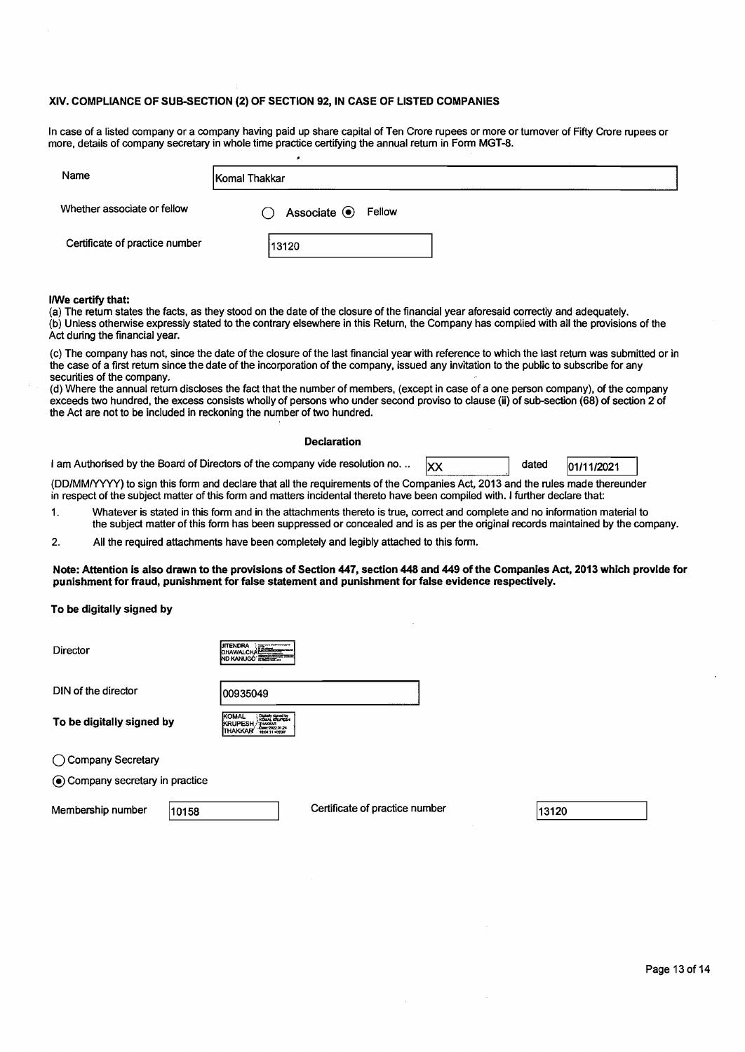### XIV. COMPLIANCE OF SUB-SECTION (2) OF SECTION 92, IN CASE OF LISTED COMPANIES

In case of a listed company or a company having paid up share capital of Ten Crore rupees or more or turnover of Fifty Crore rupees or more, details of company secretary in whole time practice certifying the annual return in Form MGT-8.

| | |
|---|---|
| Name | Komal Thakkar |
| Whether associate or fellow | ○ Associate ◉ Fellow |
| Certificate of practice number | 13120 |

**I/We certify that:**

(a) The return states the facts, as they stood on the date of the closure of the financial year aforesaid correctly and adequately.

(b) Unless otherwise expressly stated to the contrary elsewhere in this Return, the Company has complied with all the provisions of the Act during the financial year.

(c) The company has not, since the date of the closure of the last financial year with reference to which the last return was submitted or in the case of a first return since the date of the incorporation of the company, issued any invitation to the public to subscribe for any securities of the company.

(d) Where the annual return discloses the fact that the number of members, (except in case of a one person company), of the company exceeds two hundred, the excess consists wholly of persons who under second proviso to clause (ii) of sub-section (68) of section 2 of the Act are not to be included in reckoning the number of two hundred.

**Declaration**

I am Authorised by the Board of Directors of the company vide resolution no. .. XX dated 01/11/2021 (DD/MM/YYYY) to sign this form and declare that all the requirements of the Companies Act, 2013 and the rules made thereunder in respect of the subject matter of this form and matters incidental thereto have been compiled with. I further declare that:

1. Whatever is stated in this form and in the attachments thereto is true, correct and complete and no information material to the subject matter of this form has been suppressed or concealed and is as per the original records maintained by the company.
2. All the required attachments have been completely and legibly attached to this form.

**Note: Attention is also drawn to the provisions of Section 447, section 448 and 449 of the Companies Act, 2013 which provide for punishment for fraud, punishment for false statement and punishment for false evidence respectively.**

**To be digitally signed by**

| | |
|---|---|
| Director | JITENDRA DHAWALCHAND KANUGO |
| DIN of the director | 00935049 |
| **To be digitally signed by** | KOMAL KRUPESH THAKKAR |

○ Company Secretary

◉ Company secretary in practice

| Membership number | 10158 | Certificate of practice number | 13120 |
|---|---|---|---|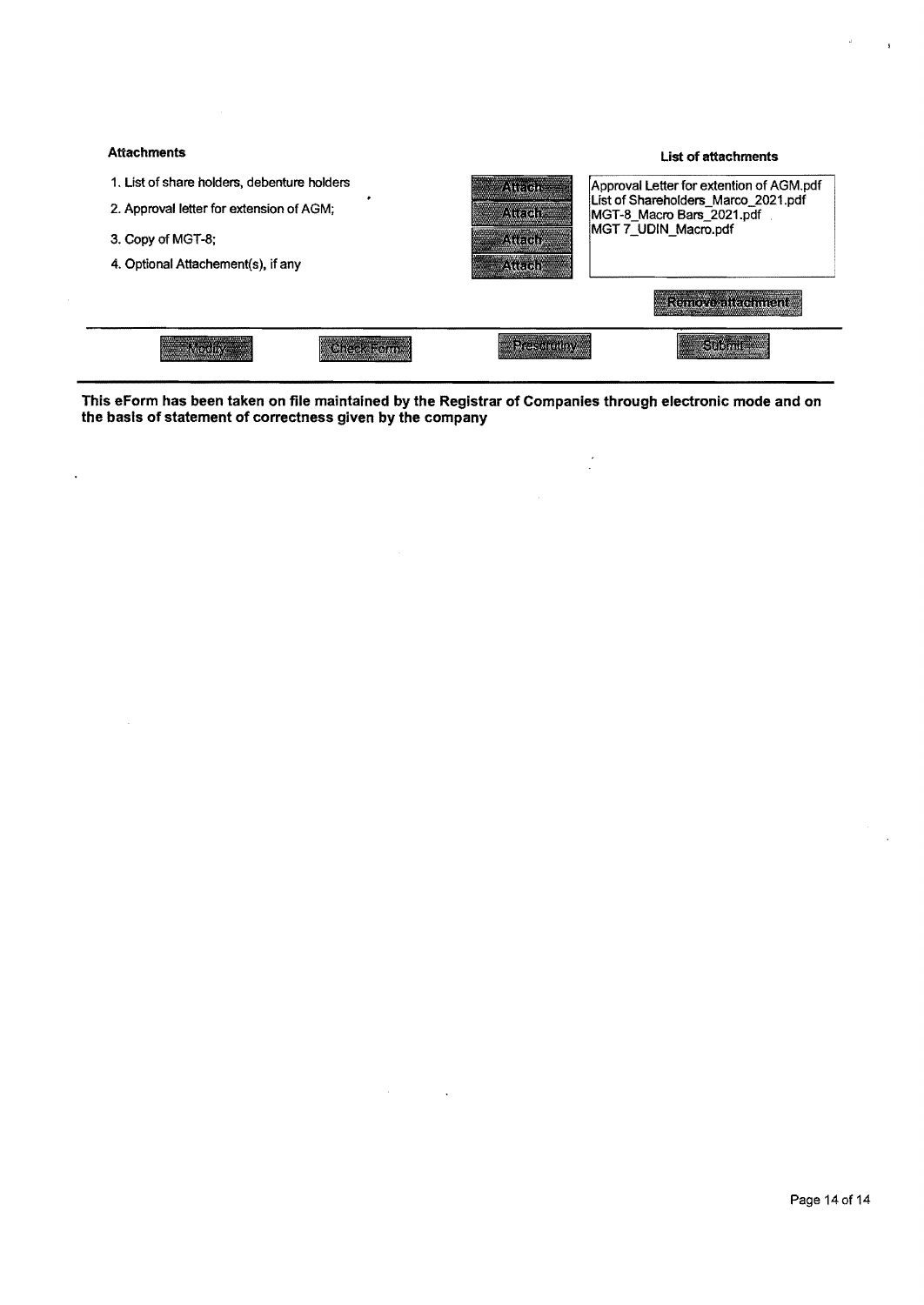**Attachments**

1. List of share holders, debenture holders
2. Approval letter for extension of AGM;
3. Copy of MGT-8;
4. Optional Attachement(s), if any

Attach
Attach
Attach
Attach

**List of attachments**

Approval Letter for extention of AGM.pdf
List of Shareholders_Marco_2021.pdf
MGT-8_Macro Bars_2021.pdf
MGT 7_UDIN_Macro.pdf

Remove attachment

Modify | Check Form | Prescrutiny | Submit

**This eForm has been taken on file maintained by the Registrar of Companies through electronic mode and on the basis of statement of correctness given by the company**